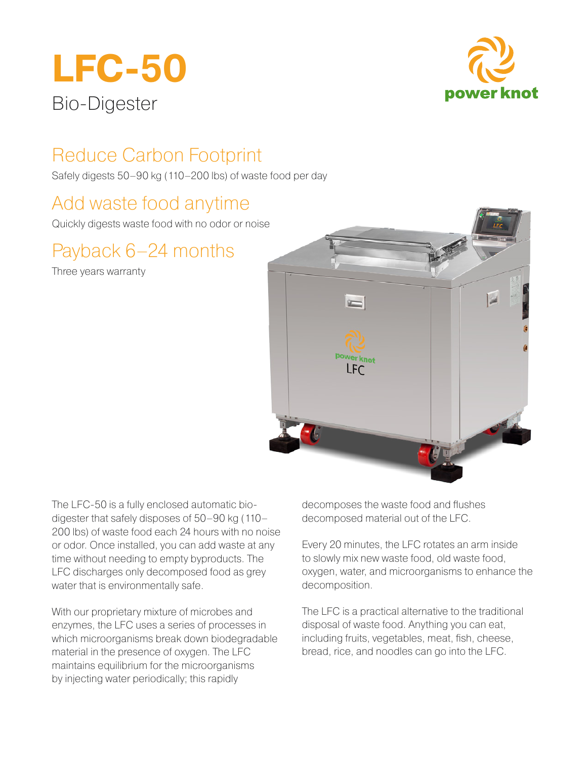# LFC-50

Bio-Digester

power knot

## Reduce Carbon Footprint

Safely digests 50–90 kg (110–200 lbs) of waste food per day

## Add waste food anytime

Quickly digests waste food with no odor or noise

## Payback 6–24 months

Three years warranty

The LFC-50 is a fully enclosed automatic bio-digester that safely disposes of 50–90 kg (110–200 lbs) of waste food each 24 hours with no noise or odor. Once installed, you can add waste at any time without needing to empty byproducts. The LFC discharges only decomposed food as grey water that is environmentally safe.

With our proprietary mixture of microbes and enzymes, the LFC uses a series of processes in which microorganisms break down biodegradable material in the presence of oxygen. The LFC maintains equilibrium for the microorganisms by injecting water periodically; this rapidly decomposes the waste food and flushes decomposed material out of the LFC.

Every 20 minutes, the LFC rotates an arm inside to slowly mix new waste food, old waste food, oxygen, water, and microorganisms to enhance the decomposition.

The LFC is a practical alternative to the traditional disposal of waste food. Anything you can eat, including fruits, vegetables, meat, fish, cheese, bread, rice, and noodles can go into the LFC.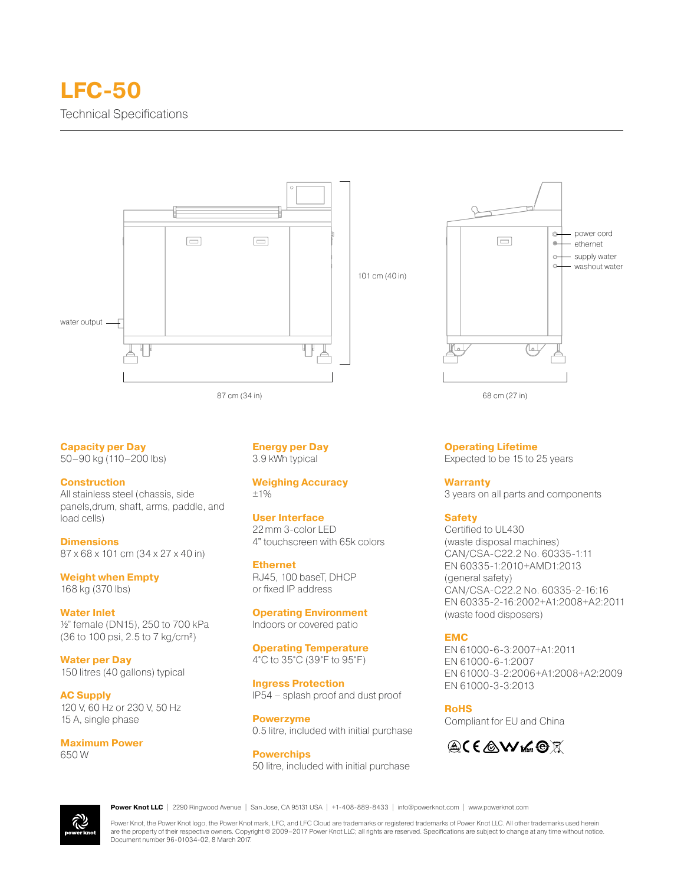# LFC-50

Technical Specifications

water output

101 cm (40 in)

87 cm (34 in)

power cord
ethernet
supply water
washout water

68 cm (27 in)

### Capacity per Day
50–90 kg (110–200 lbs)

### Construction
All stainless steel (chassis, side panels,drum, shaft, arms, paddle, and load cells)

### Dimensions
87 x 68 x 101 cm (34 x 27 x 40 in)

### Weight when Empty
168 kg (370 lbs)

### Water Inlet
½" female (DN15), 250 to 700 kPa (36 to 100 psi, 2.5 to 7 kg/cm²)

### Water per Day
150 litres (40 gallons) typical

### AC Supply
120 V, 60 Hz or 230 V, 50 Hz
15 A, single phase

### Maximum Power
650 W

### Energy per Day
3.9 kWh typical

### Weighing Accuracy
±1%

### User Interface
22 mm 3-color LED
4" touchscreen with 65k colors

### Ethernet
RJ45, 100 baseT, DHCP or fixed IP address

### Operating Environment
Indoors or covered patio

### Operating Temperature
4°C to 35°C (39°F to 95°F)

### Ingress Protection
IP54 – splash proof and dust proof

### Powerzyme
0.5 litre, included with initial purchase

### Powerchips
50 litre, included with initial purchase

### Operating Lifetime
Expected to be 15 to 25 years

### Warranty
3 years on all parts and components

### Safety
Certified to UL430
(waste disposal machines)
CAN/CSA-C22.2 No. 60335-1:11
EN 60335-1:2010+AMD1:2013
(general safety)
CAN/CSA-C22.2 No. 60335-2-16:16
EN 60335-2-16:2002+A1:2008+A2:2011
(waste food disposers)

### EMC
EN 61000-6-3:2007+A1:2011
EN 61000-6-1:2007
EN 61000-3-2:2006+A1:2008+A2:2009
EN 61000-3-3:2013

### RoHS
Compliant for EU and China

**Power Knot LLC** | 2290 Ringwood Avenue | San Jose, CA 95131 USA | +1-408-889-8433 | info@powerknot.com | www.powerknot.com

Power Knot, the Power Knot logo, the Power Knot mark, LFC, and LFC Cloud are trademarks or registered trademarks of Power Knot LLC. All other trademarks used herein are the property of their respective owners. Copyright © 2009–2017 Power Knot LLC; all rights are reserved. Specifications are subject to change at any time without notice. Document number 96-01034-02, 8 March 2017.